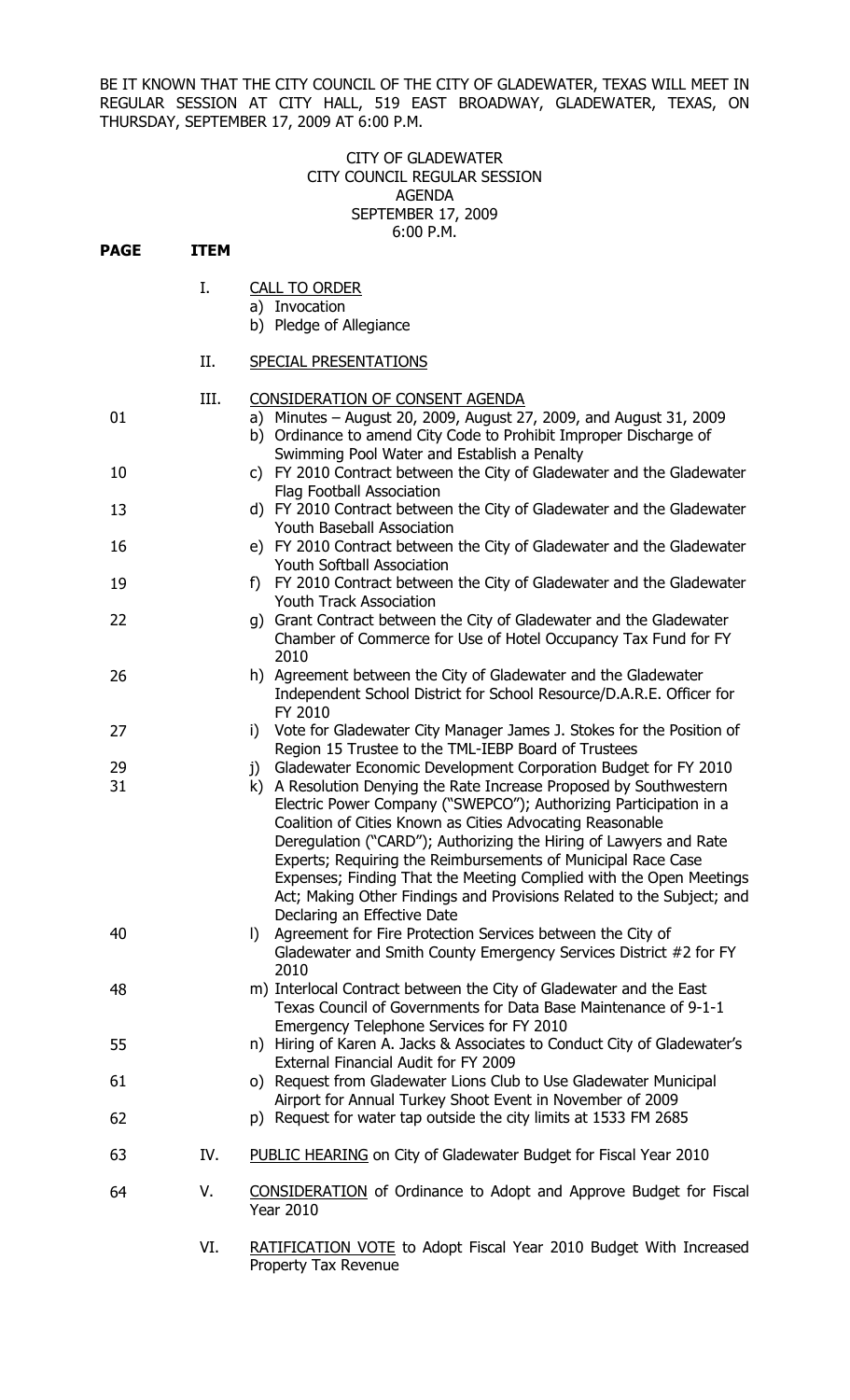BE IT KNOWN THAT THE CITY COUNCIL OF THE CITY OF GLADEWATER, TEXAS WILL MEET IN REGULAR SESSION AT CITY HALL, 519 EAST BROADWAY, GLADEWATER, TEXAS, ON THURSDAY, SEPTEMBER 17, 2009 AT 6:00 P.M.

CITY OF GLADEWATER
CITY COUNCIL REGULAR SESSION
AGENDA
SEPTEMBER 17, 2009
6:00 P.M.

| **PAGE** | **ITEM** | |
|---|---|---|
| | I. | CALL TO ORDER |
| | | a) Invocation |
| | | b) Pledge of Allegiance |
| | II. | SPECIAL PRESENTATIONS |
| | III. | CONSIDERATION OF CONSENT AGENDA |
| 01 | | a) Minutes – August 20, 2009, August 27, 2009, and August 31, 2009 |
| | | b) Ordinance to amend City Code to Prohibit Improper Discharge of Swimming Pool Water and Establish a Penalty |
| 10 | | c) FY 2010 Contract between the City of Gladewater and the Gladewater Flag Football Association |
| 13 | | d) FY 2010 Contract between the City of Gladewater and the Gladewater Youth Baseball Association |
| 16 | | e) FY 2010 Contract between the City of Gladewater and the Gladewater Youth Softball Association |
| 19 | | f) FY 2010 Contract between the City of Gladewater and the Gladewater Youth Track Association |
| 22 | | g) Grant Contract between the City of Gladewater and the Gladewater Chamber of Commerce for Use of Hotel Occupancy Tax Fund for FY 2010 |
| 26 | | h) Agreement between the City of Gladewater and the Gladewater Independent School District for School Resource/D.A.R.E. Officer for FY 2010 |
| 27 | | i) Vote for Gladewater City Manager James J. Stokes for the Position of Region 15 Trustee to the TML-IEBP Board of Trustees |
| 29 | | j) Gladewater Economic Development Corporation Budget for FY 2010 |
| 31 | | k) A Resolution Denying the Rate Increase Proposed by Southwestern Electric Power Company ("SWEPCO"); Authorizing Participation in a Coalition of Cities Known as Cities Advocating Reasonable Deregulation ("CARD"); Authorizing the Hiring of Lawyers and Rate Experts; Requiring the Reimbursements of Municipal Race Case Expenses; Finding That the Meeting Complied with the Open Meetings Act; Making Other Findings and Provisions Related to the Subject; and Declaring an Effective Date |
| 40 | | l) Agreement for Fire Protection Services between the City of Gladewater and Smith County Emergency Services District #2 for FY 2010 |
| 48 | | m) Interlocal Contract between the City of Gladewater and the East Texas Council of Governments for Data Base Maintenance of 9-1-1 Emergency Telephone Services for FY 2010 |
| 55 | | n) Hiring of Karen A. Jacks & Associates to Conduct City of Gladewater's External Financial Audit for FY 2009 |
| 61 | | o) Request from Gladewater Lions Club to Use Gladewater Municipal Airport for Annual Turkey Shoot Event in November of 2009 |
| 62 | | p) Request for water tap outside the city limits at 1533 FM 2685 |
| 63 | IV. | PUBLIC HEARING on City of Gladewater Budget for Fiscal Year 2010 |
| 64 | V. | CONSIDERATION of Ordinance to Adopt and Approve Budget for Fiscal Year 2010 |
| | VI. | RATIFICATION VOTE to Adopt Fiscal Year 2010 Budget With Increased Property Tax Revenue |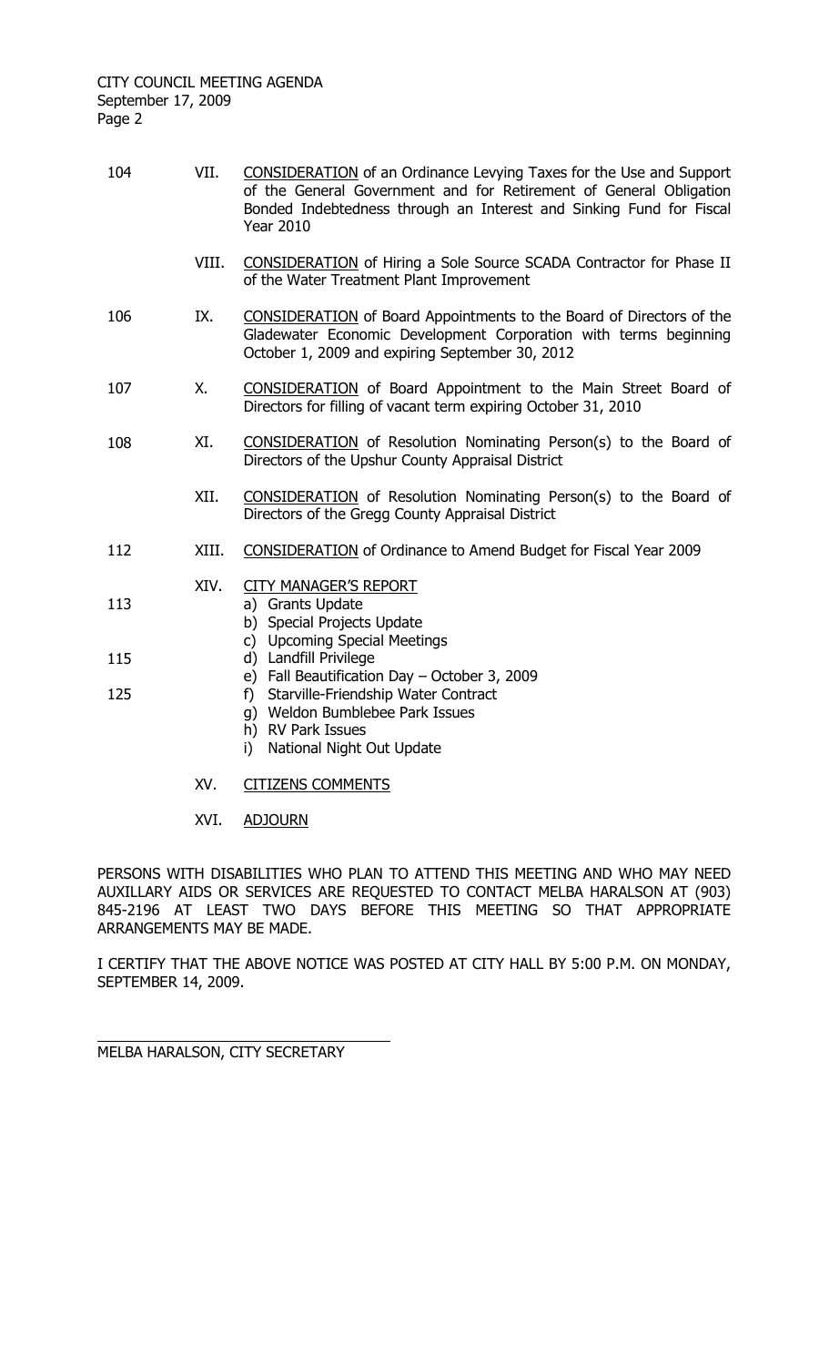104 VII. <u>CONSIDERATION</u> of an Ordinance Levying Taxes for the Use and Support of the General Government and for Retirement of General Obligation Bonded Indebtedness through an Interest and Sinking Fund for Fiscal Year 2010

VIII. <u>CONSIDERATION</u> of Hiring a Sole Source SCADA Contractor for Phase II of the Water Treatment Plant Improvement

106 IX. <u>CONSIDERATION</u> of Board Appointments to the Board of Directors of the Gladewater Economic Development Corporation with terms beginning October 1, 2009 and expiring September 30, 2012

107 X. <u>CONSIDERATION</u> of Board Appointment to the Main Street Board of Directors for filling of vacant term expiring October 31, 2010

108 XI. <u>CONSIDERATION</u> of Resolution Nominating Person(s) to the Board of Directors of the Upshur County Appraisal District

XII. <u>CONSIDERATION</u> of Resolution Nominating Person(s) to the Board of Directors of the Gregg County Appraisal District

112 XIII. <u>CONSIDERATION</u> of Ordinance to Amend Budget for Fiscal Year 2009

XIV. <u>CITY MANAGER'S REPORT</u>

113 a) Grants Update
b) Special Projects Update
c) Upcoming Special Meetings
115 d) Landfill Privilege
e) Fall Beautification Day – October 3, 2009
125 f) Starville-Friendship Water Contract
g) Weldon Bumblebee Park Issues
h) RV Park Issues
i) National Night Out Update

XV. <u>CITIZENS COMMENTS</u>

XVI. <u>ADJOURN</u>

PERSONS WITH DISABILITIES WHO PLAN TO ATTEND THIS MEETING AND WHO MAY NEED AUXILLARY AIDS OR SERVICES ARE REQUESTED TO CONTACT MELBA HARALSON AT (903) 845-2196 AT LEAST TWO DAYS BEFORE THIS MEETING SO THAT APPROPRIATE ARRANGEMENTS MAY BE MADE.

I CERTIFY THAT THE ABOVE NOTICE WAS POSTED AT CITY HALL BY 5:00 P.M. ON MONDAY, SEPTEMBER 14, 2009.

MELBA HARALSON, CITY SECRETARY